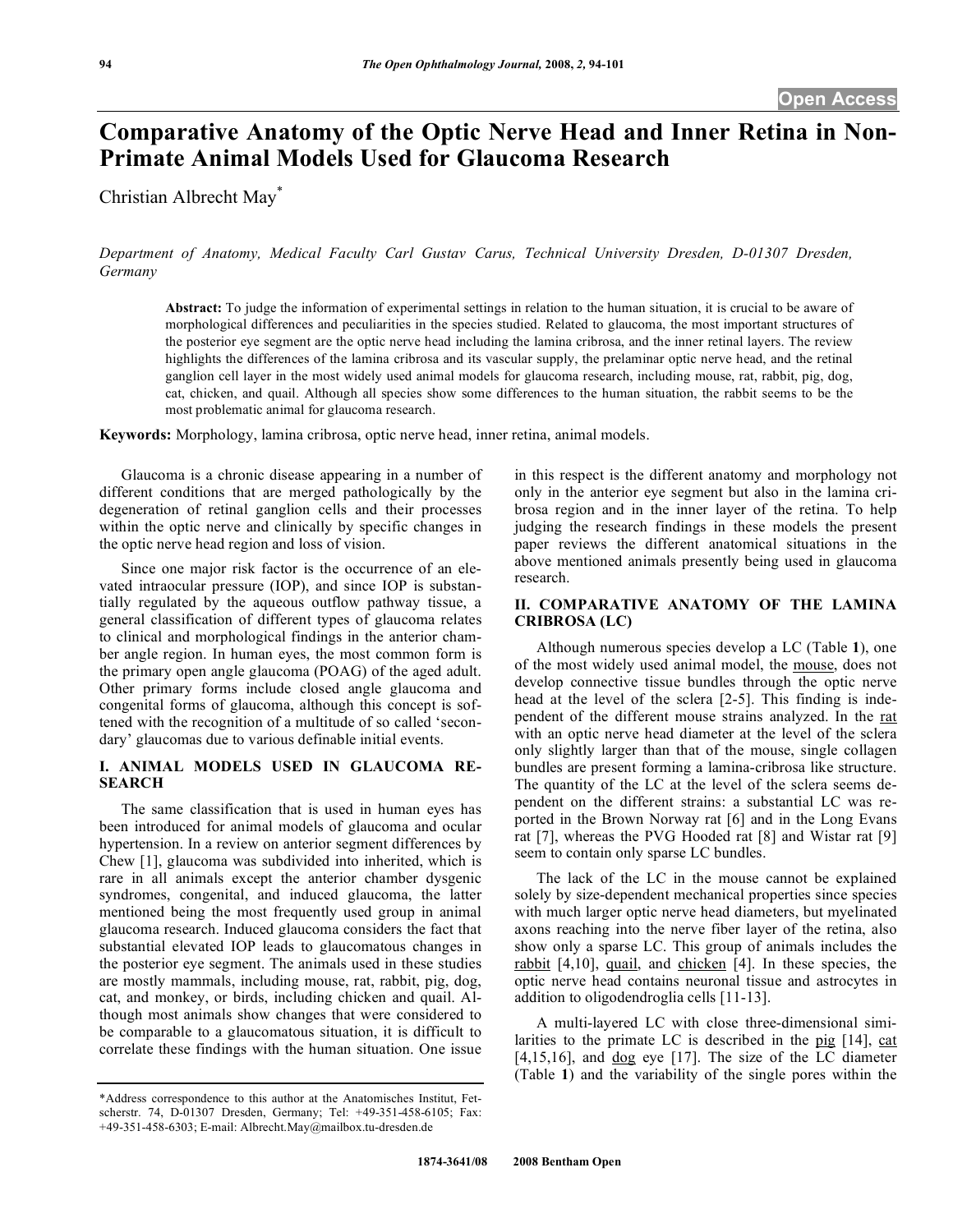Open Access

# Comparative Anatomy of the Optic Nerve Head and Inner Retina in Non-Primate Animal Models Used for Glaucoma Research

Christian Albrecht May*

*Department of Anatomy, Medical Faculty Carl Gustav Carus, Technical University Dresden, D-01307 Dresden, Germany*

**Abstract:** To judge the information of experimental settings in relation to the human situation, it is crucial to be aware of morphological differences and peculiarities in the species studied. Related to glaucoma, the most important structures of the posterior eye segment are the optic nerve head including the lamina cribrosa, and the inner retinal layers. The review highlights the differences of the lamina cribrosa and its vascular supply, the prelaminar optic nerve head, and the retinal ganglion cell layer in the most widely used animal models for glaucoma research, including mouse, rat, rabbit, pig, dog, cat, chicken, and quail. Although all species show some differences to the human situation, the rabbit seems to be the most problematic animal for glaucoma research.

**Keywords:** Morphology, lamina cribrosa, optic nerve head, inner retina, animal models.

Glaucoma is a chronic disease appearing in a number of different conditions that are merged pathologically by the degeneration of retinal ganglion cells and their processes within the optic nerve and clinically by specific changes in the optic nerve head region and loss of vision.

Since one major risk factor is the occurrence of an elevated intraocular pressure (IOP), and since IOP is substantially regulated by the aqueous outflow pathway tissue, a general classification of different types of glaucoma relates to clinical and morphological findings in the anterior chamber angle region. In human eyes, the most common form is the primary open angle glaucoma (POAG) of the aged adult. Other primary forms include closed angle glaucoma and congenital forms of glaucoma, although this concept is softened with the recognition of a multitude of so called 'secondary' glaucomas due to various definable initial events.

## I. ANIMAL MODELS USED IN GLAUCOMA RESEARCH

The same classification that is used in human eyes has been introduced for animal models of glaucoma and ocular hypertension. In a review on anterior segment differences by Chew [1], glaucoma was subdivided into inherited, which is rare in all animals except the anterior chamber dysgenic syndromes, congenital, and induced glaucoma, the latter mentioned being the most frequently used group in animal glaucoma research. Induced glaucoma considers the fact that substantial elevated IOP leads to glaucomatous changes in the posterior eye segment. The animals used in these studies are mostly mammals, including mouse, rat, rabbit, pig, dog, cat, and monkey, or birds, including chicken and quail. Although most animals show changes that were considered to be comparable to a glaucomatous situation, it is difficult to correlate these findings with the human situation. One issue in this respect is the different anatomy and morphology not only in the anterior eye segment but also in the lamina cribrosa region and in the inner layer of the retina. To help judging the research findings in these models the present paper reviews the different anatomical situations in the above mentioned animals presently being used in glaucoma research.

## II. COMPARATIVE ANATOMY OF THE LAMINA CRIBROSA (LC)

Although numerous species develop a LC (Table **1**), one of the most widely used animal model, the mouse, does not develop connective tissue bundles through the optic nerve head at the level of the sclera [2-5]. This finding is independent of the different mouse strains analyzed. In the rat with an optic nerve head diameter at the level of the sclera only slightly larger than that of the mouse, single collagen bundles are present forming a lamina-cribrosa like structure. The quantity of the LC at the level of the sclera seems dependent on the different strains: a substantial LC was reported in the Brown Norway rat [6] and in the Long Evans rat [7], whereas the PVG Hooded rat [8] and Wistar rat [9] seem to contain only sparse LC bundles.

The lack of the LC in the mouse cannot be explained solely by size-dependent mechanical properties since species with much larger optic nerve head diameters, but myelinated axons reaching into the nerve fiber layer of the retina, also show only a sparse LC. This group of animals includes the rabbit [4,10], quail, and chicken [4]. In these species, the optic nerve head contains neuronal tissue and astrocytes in addition to oligodendroglia cells [11-13].

A multi-layered LC with close three-dimensional similarities to the primate LC is described in the pig [14], cat [4,15,16], and dog eye [17]. The size of the LC diameter (Table **1**) and the variability of the single pores within the

*Address correspondence to this author at the Anatomisches Institut, Fetscherstr. 74, D-01307 Dresden, Germany; Tel: +49-351-458-6105; Fax: +49-351-458-6303; E-mail: Albrecht.May@mailbox.tu-dresden.de

1874-3641/08 2008 Bentham Open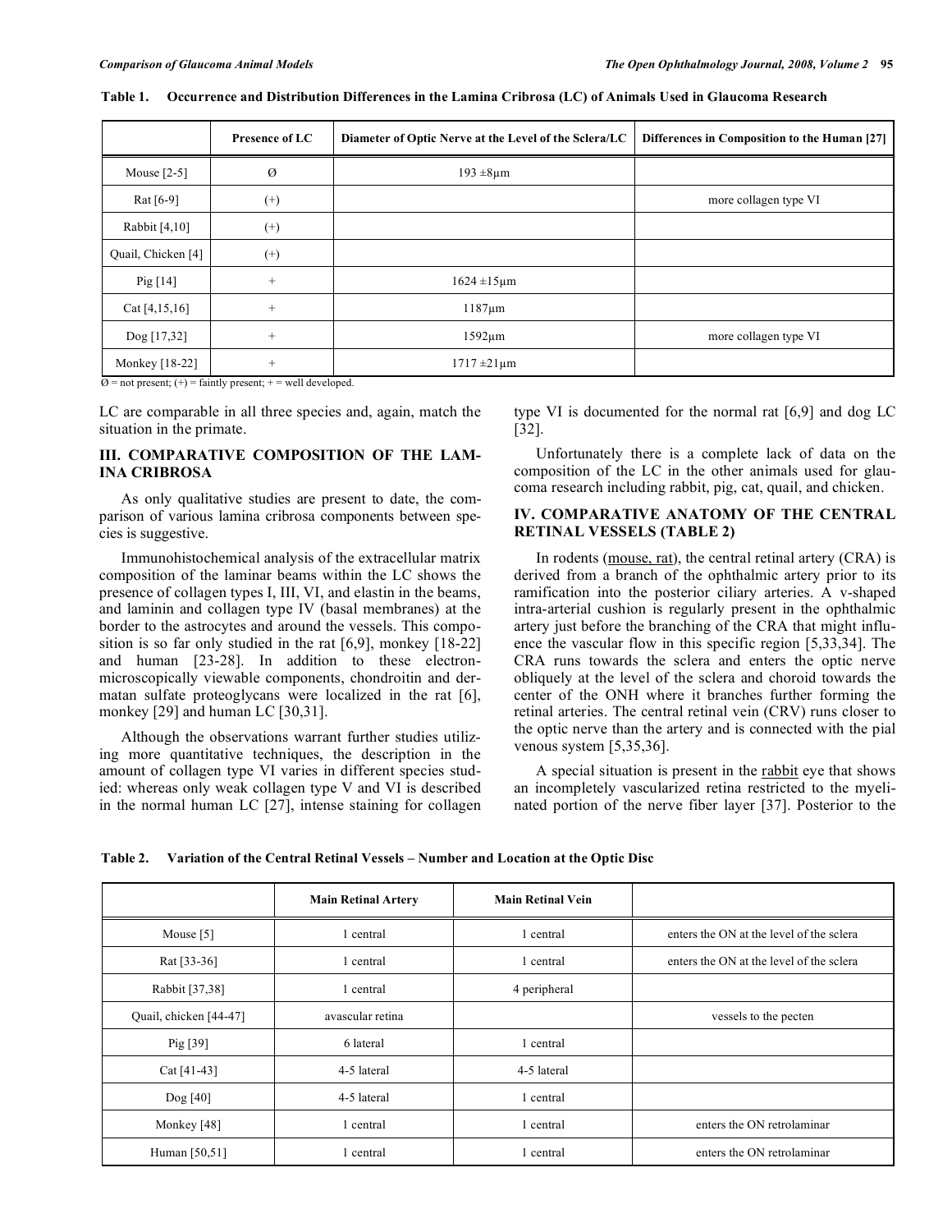**Table 1. Occurrence and Distribution Differences in the Lamina Cribrosa (LC) of Animals Used in Glaucoma Research**

| | Presence of LC | Diameter of Optic Nerve at the Level of the Sclera/LC | Differences in Composition to the Human [27] |
|---|---|---|---|
| Mouse [2-5] | Ø | 193 ±8µm | |
| Rat [6-9] | (+) | | more collagen type VI |
| Rabbit [4,10] | (+) | | |
| Quail, Chicken [4] | (+) | | |
| Pig [14] | + | 1624 ±15µm | |
| Cat [4,15,16] | + | 1187µm | |
| Dog [17,32] | + | 1592µm | more collagen type VI |
| Monkey [18-22] | + | 1717 ±21µm | |

Ø = not present; (+) = faintly present; + = well developed.

LC are comparable in all three species and, again, match the situation in the primate.

## III. COMPARATIVE COMPOSITION OF THE LAMINA CRIBROSA

As only qualitative studies are present to date, the comparison of various lamina cribrosa components between species is suggestive.

Immunohistochemical analysis of the extracellular matrix composition of the laminar beams within the LC shows the presence of collagen types I, III, VI, and elastin in the beams, and laminin and collagen type IV (basal membranes) at the border to the astrocytes and around the vessels. This composition is so far only studied in the rat [6,9], monkey [18-22] and human [23-28]. In addition to these electron-microscopically viewable components, chondroitin and dermatan sulfate proteoglycans were localized in the rat [6], monkey [29] and human LC [30,31].

Although the observations warrant further studies utilizing more quantitative techniques, the description in the amount of collagen type VI varies in different species studied: whereas only weak collagen type V and VI is described in the normal human LC [27], intense staining for collagen type VI is documented for the normal rat [6,9] and dog LC [32].

Unfortunately there is a complete lack of data on the composition of the LC in the other animals used for glaucoma research including rabbit, pig, cat, quail, and chicken.

## IV. COMPARATIVE ANATOMY OF THE CENTRAL RETINAL VESSELS (TABLE 2)

In rodents (mouse, rat), the central retinal artery (CRA) is derived from a branch of the ophthalmic artery prior to its ramification into the posterior ciliary arteries. A v-shaped intra-arterial cushion is regularly present in the ophthalmic artery just before the branching of the CRA that might influence the vascular flow in this specific region [5,33,34]. The CRA runs towards the sclera and enters the optic nerve obliquely at the level of the sclera and choroid towards the center of the ONH where it branches further forming the retinal arteries. The central retinal vein (CRV) runs closer to the optic nerve than the artery and is connected with the pial venous system [5,35,36].

A special situation is present in the rabbit eye that shows an incompletely vascularized retina restricted to the myelinated portion of the nerve fiber layer [37]. Posterior to the

**Table 2. Variation of the Central Retinal Vessels – Number and Location at the Optic Disc**

| | Main Retinal Artery | Main Retinal Vein | |
|---|---|---|---|
| Mouse [5] | 1 central | 1 central | enters the ON at the level of the sclera |
| Rat [33-36] | 1 central | 1 central | enters the ON at the level of the sclera |
| Rabbit [37,38] | 1 central | 4 peripheral | |
| Quail, chicken [44-47] | avascular retina | | vessels to the pecten |
| Pig [39] | 6 lateral | 1 central | |
| Cat [41-43] | 4-5 lateral | 4-5 lateral | |
| Dog [40] | 4-5 lateral | 1 central | |
| Monkey [48] | 1 central | 1 central | enters the ON retrolaminar |
| Human [50,51] | 1 central | 1 central | enters the ON retrolaminar |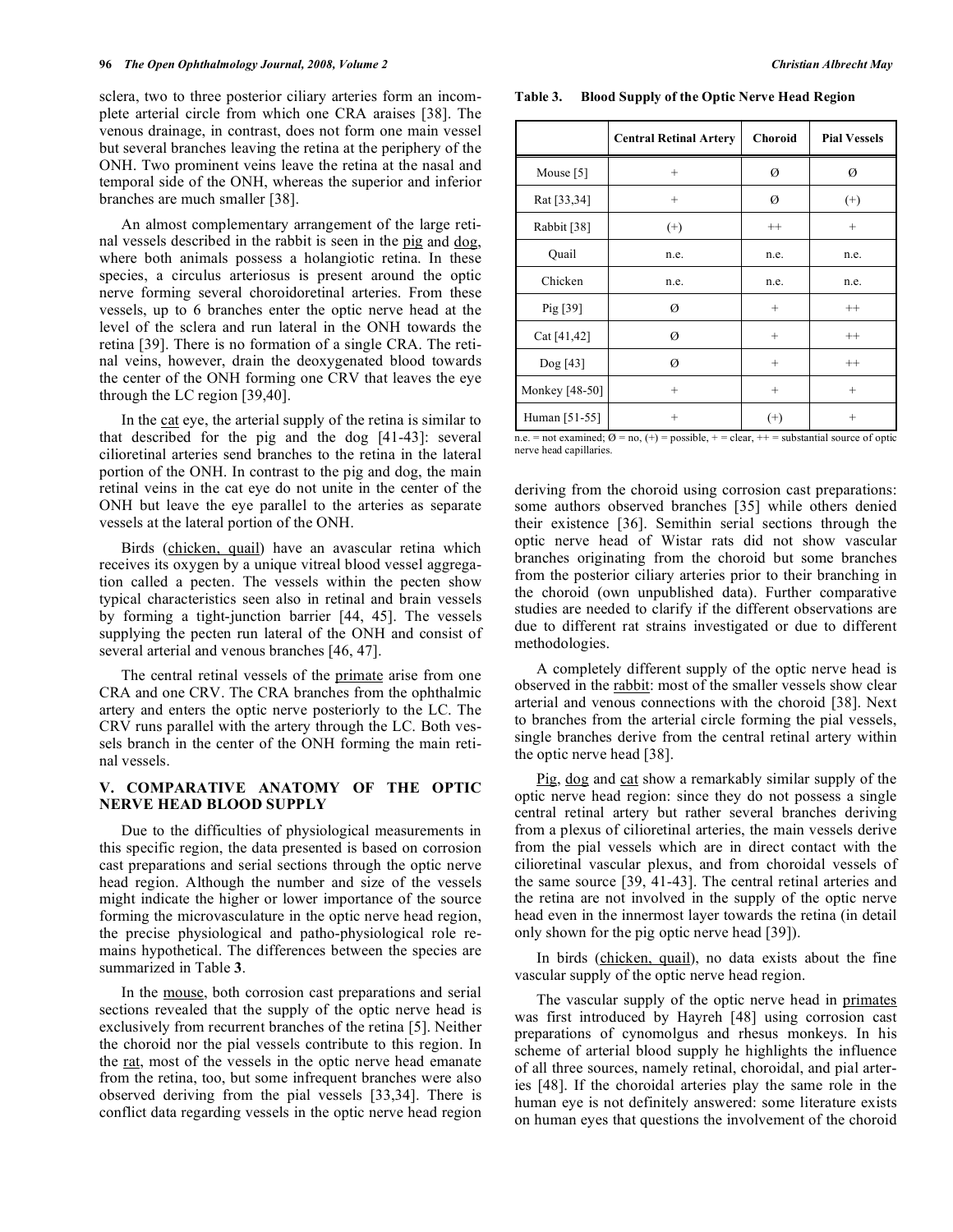sclera, two to three posterior ciliary arteries form an incomplete arterial circle from which one CRA araises [38]. The venous drainage, in contrast, does not form one main vessel but several branches leaving the retina at the periphery of the ONH. Two prominent veins leave the retina at the nasal and temporal side of the ONH, whereas the superior and inferior branches are much smaller [38].

An almost complementary arrangement of the large retinal vessels described in the rabbit is seen in the pig and dog, where both animals possess a holangiotic retina. In these species, a circulus arteriosus is present around the optic nerve forming several choroidoretinal arteries. From these vessels, up to 6 branches enter the optic nerve head at the level of the sclera and run lateral in the ONH towards the retina [39]. There is no formation of a single CRA. The retinal veins, however, drain the deoxygenated blood towards the center of the ONH forming one CRV that leaves the eye through the LC region [39,40].

In the cat eye, the arterial supply of the retina is similar to that described for the pig and the dog [41-43]: several cilioretinal arteries send branches to the retina in the lateral portion of the ONH. In contrast to the pig and dog, the main retinal veins in the cat eye do not unite in the center of the ONH but leave the eye parallel to the arteries as separate vessels at the lateral portion of the ONH.

Birds (chicken, quail) have an avascular retina which receives its oxygen by a unique vitreal blood vessel aggregation called a pecten. The vessels within the pecten show typical characteristics seen also in retinal and brain vessels by forming a tight-junction barrier [44, 45]. The vessels supplying the pecten run lateral of the ONH and consist of several arterial and venous branches [46, 47].

The central retinal vessels of the primate arise from one CRA and one CRV. The CRA branches from the ophthalmic artery and enters the optic nerve posteriorly to the LC. The CRV runs parallel with the artery through the LC. Both vessels branch in the center of the ONH forming the main retinal vessels.

## V. COMPARATIVE ANATOMY OF THE OPTIC NERVE HEAD BLOOD SUPPLY

Due to the difficulties of physiological measurements in this specific region, the data presented is based on corrosion cast preparations and serial sections through the optic nerve head region. Although the number and size of the vessels might indicate the higher or lower importance of the source forming the microvasculature in the optic nerve head region, the precise physiological and patho-physiological role remains hypothetical. The differences between the species are summarized in Table **3**.

In the mouse, both corrosion cast preparations and serial sections revealed that the supply of the optic nerve head is exclusively from recurrent branches of the retina [5]. Neither the choroid nor the pial vessels contribute to this region. In the rat, most of the vessels in the optic nerve head emanate from the retina, too, but some infrequent branches were also observed deriving from the pial vessels [33,34]. There is conflict data regarding vessels in the optic nerve head region

**Table 3. Blood Supply of the Optic Nerve Head Region**

| | Central Retinal Artery | Choroid | Pial Vessels |
|---|---|---|---|
| Mouse [5] | + | Ø | Ø |
| Rat [33,34] | + | Ø | (+) |
| Rabbit [38] | (+) | ++ | + |
| Quail | n.e. | n.e. | n.e. |
| Chicken | n.e. | n.e. | n.e. |
| Pig [39] | Ø | + | ++ |
| Cat [41,42] | Ø | + | ++ |
| Dog [43] | Ø | + | ++ |
| Monkey [48-50] | + | + | + |
| Human [51-55] | + | (+) | + |

n.e. = not examined; Ø = no, (+) = possible, + = clear, ++ = substantial source of optic nerve head capillaries.

deriving from the choroid using corrosion cast preparations: some authors observed branches [35] while others denied their existence [36]. Semithin serial sections through the optic nerve head of Wistar rats did not show vascular branches originating from the choroid but some branches from the posterior ciliary arteries prior to their branching in the choroid (own unpublished data). Further comparative studies are needed to clarify if the different observations are due to different rat strains investigated or due to different methodologies.

A completely different supply of the optic nerve head is observed in the rabbit: most of the smaller vessels show clear arterial and venous connections with the choroid [38]. Next to branches from the arterial circle forming the pial vessels, single branches derive from the central retinal artery within the optic nerve head [38].

Pig, dog and cat show a remarkably similar supply of the optic nerve head region: since they do not possess a single central retinal artery but rather several branches deriving from a plexus of cilioretinal arteries, the main vessels derive from the pial vessels which are in direct contact with the cilioretinal vascular plexus, and from choroidal vessels of the same source [39, 41-43]. The central retinal arteries and the retina are not involved in the supply of the optic nerve head even in the innermost layer towards the retina (in detail only shown for the pig optic nerve head [39]).

In birds (chicken, quail), no data exists about the fine vascular supply of the optic nerve head region.

The vascular supply of the optic nerve head in primates was first introduced by Hayreh [48] using corrosion cast preparations of cynomolgus and rhesus monkeys. In his scheme of arterial blood supply he highlights the influence of all three sources, namely retinal, choroidal, and pial arteries [48]. If the choroidal arteries play the same role in the human eye is not definitely answered: some literature exists on human eyes that questions the involvement of the choroid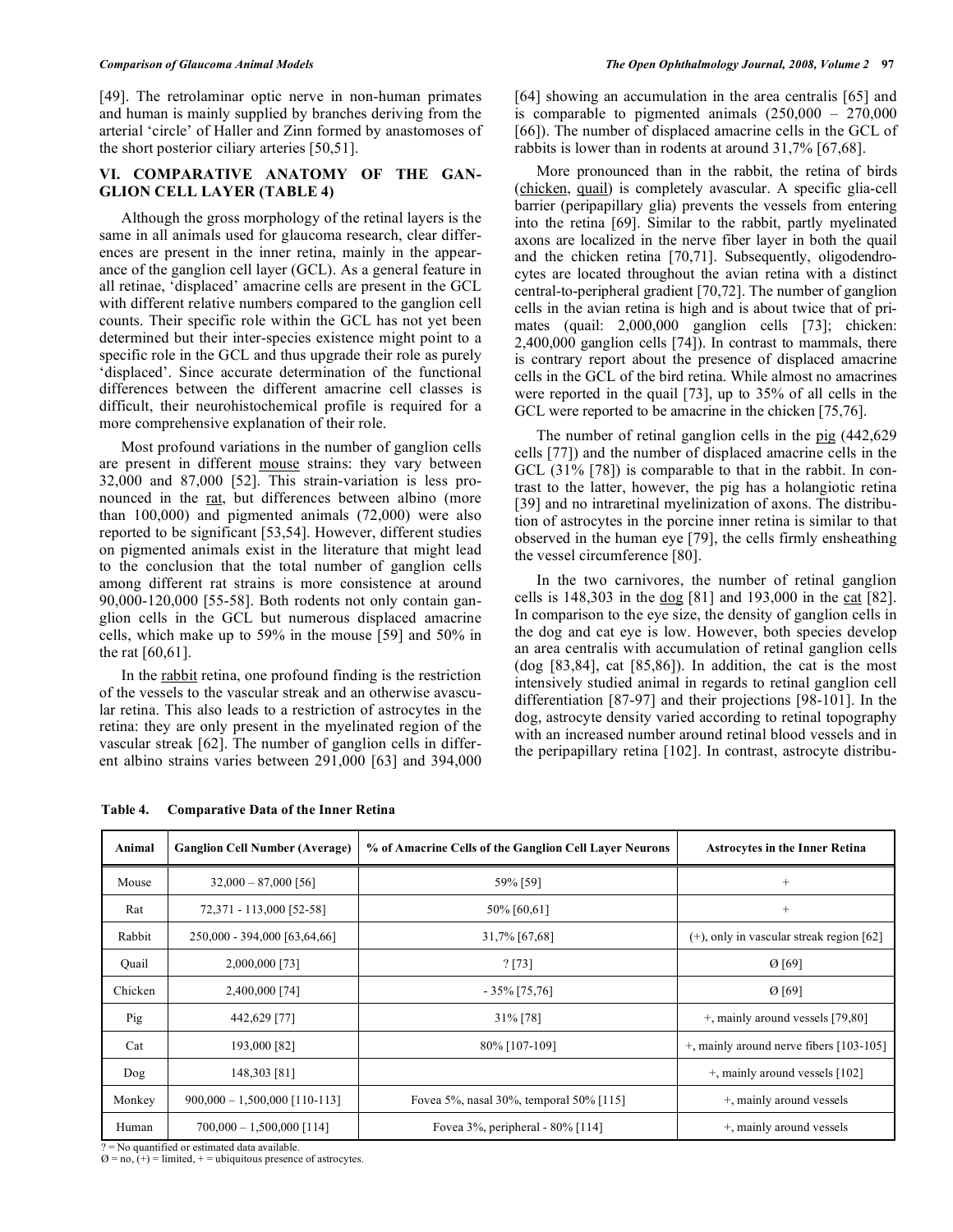[49]. The retrolaminar optic nerve in non-human primates and human is mainly supplied by branches deriving from the arterial 'circle' of Haller and Zinn formed by anastomoses of the short posterior ciliary arteries [50,51].

## VI. COMPARATIVE ANATOMY OF THE GANGLION CELL LAYER (TABLE 4)

Although the gross morphology of the retinal layers is the same in all animals used for glaucoma research, clear differences are present in the inner retina, mainly in the appearance of the ganglion cell layer (GCL). As a general feature in all retinae, 'displaced' amacrine cells are present in the GCL with different relative numbers compared to the ganglion cell counts. Their specific role within the GCL has not yet been determined but their inter-species existence might point to a specific role in the GCL and thus upgrade their role as purely 'displaced'. Since accurate determination of the functional differences between the different amacrine cell classes is difficult, their neurohistochemical profile is required for a more comprehensive explanation of their role.

Most profound variations in the number of ganglion cells are present in different mouse strains: they vary between 32,000 and 87,000 [52]. This strain-variation is less pronounced in the rat, but differences between albino (more than 100,000) and pigmented animals (72,000) were also reported to be significant [53,54]. However, different studies on pigmented animals exist in the literature that might lead to the conclusion that the total number of ganglion cells among different rat strains is more consistence at around 90,000-120,000 [55-58]. Both rodents not only contain ganglion cells in the GCL but numerous displaced amacrine cells, which make up to 59% in the mouse [59] and 50% in the rat [60,61].

In the rabbit retina, one profound finding is the restriction of the vessels to the vascular streak and an otherwise avascular retina. This also leads to a restriction of astrocytes in the retina: they are only present in the myelinated region of the vascular streak [62]. The number of ganglion cells in different albino strains varies between 291,000 [63] and 394,000 [64] showing an accumulation in the area centralis [65] and is comparable to pigmented animals (250,000 – 270,000 [66]). The number of displaced amacrine cells in the GCL of rabbits is lower than in rodents at around 31,7% [67,68].

More pronounced than in the rabbit, the retina of birds (chicken, quail) is completely avascular. A specific glia-cell barrier (peripapillary glia) prevents the vessels from entering into the retina [69]. Similar to the rabbit, partly myelinated axons are localized in the nerve fiber layer in both the quail and the chicken retina [70,71]. Subsequently, oligodendrocytes are located throughout the avian retina with a distinct central-to-peripheral gradient [70,72]. The number of ganglion cells in the avian retina is high and is about twice that of primates (quail: 2,000,000 ganglion cells [73]; chicken: 2,400,000 ganglion cells [74]). In contrast to mammals, there is contrary report about the presence of displaced amacrine cells in the GCL of the bird retina. While almost no amacrines were reported in the quail [73], up to 35% of all cells in the GCL were reported to be amacrine in the chicken [75,76].

The number of retinal ganglion cells in the pig (442,629 cells [77]) and the number of displaced amacrine cells in the GCL (31% [78]) is comparable to that in the rabbit. In contrast to the latter, however, the pig has a holangiotic retina [39] and no intraretinal myelinization of axons. The distribution of astrocytes in the porcine inner retina is similar to that observed in the human eye [79], the cells firmly ensheathing the vessel circumference [80].

In the two carnivores, the number of retinal ganglion cells is 148,303 in the dog [81] and 193,000 in the cat [82]. In comparison to the eye size, the density of ganglion cells in the dog and cat eye is low. However, both species develop an area centralis with accumulation of retinal ganglion cells (dog [83,84], cat [85,86]). In addition, the cat is the most intensively studied animal in regards to retinal ganglion cell differentiation [87-97] and their projections [98-101]. In the dog, astrocyte density varied according to retinal topography with an increased number around retinal blood vessels and in the peripapillary retina [102]. In contrast, astrocyte distribu-

**Table 4. Comparative Data of the Inner Retina**

| Animal | Ganglion Cell Number (Average) | % of Amacrine Cells of the Ganglion Cell Layer Neurons | Astrocytes in the Inner Retina |
|---|---|---|---|
| Mouse | 32,000 – 87,000 [56] | 59% [59] | + |
| Rat | 72,371 - 113,000 [52-58] | 50% [60,61] | + |
| Rabbit | 250,000 - 394,000 [63,64,66] | 31,7% [67,68] | (+), only in vascular streak region [62] |
| Quail | 2,000,000 [73] | ? [73] | Ø [69] |
| Chicken | 2,400,000 [74] | - 35% [75,76] | Ø [69] |
| Pig | 442,629 [77] | 31% [78] | +, mainly around vessels [79,80] |
| Cat | 193,000 [82] | 80% [107-109] | +, mainly around nerve fibers [103-105] |
| Dog | 148,303 [81] | | +, mainly around vessels [102] |
| Monkey | 900,000 – 1,500,000 [110-113] | Fovea 5%, nasal 30%, temporal 50% [115] | +, mainly around vessels |
| Human | 700,000 – 1,500,000 [114] | Fovea 3%, peripheral - 80% [114] | +, mainly around vessels |

? = No quantified or estimated data available.
Ø = no, (+) = limited, + = ubiquitous presence of astrocytes.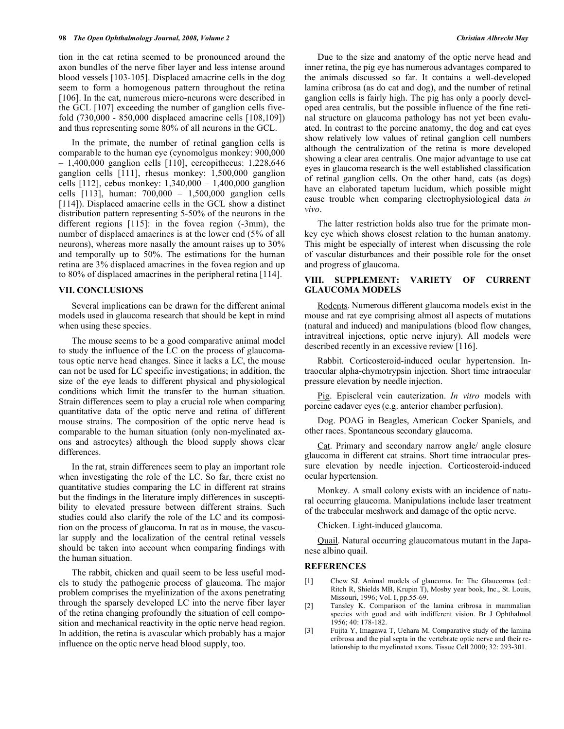tion in the cat retina seemed to be pronounced around the axon bundles of the nerve fiber layer and less intense around blood vessels [103-105]. Displaced amacrine cells in the dog seem to form a homogenous pattern throughout the retina [106]. In the cat, numerous micro-neurons were described in the GCL [107] exceeding the number of ganglion cells five-fold (730,000 - 850,000 displaced amacrine cells [108,109]) and thus representing some 80% of all neurons in the GCL.

In the primate, the number of retinal ganglion cells is comparable to the human eye (cynomolgus monkey: 900,000 – 1,400,000 ganglion cells [110], cercopithecus: 1,228,646 ganglion cells [111], rhesus monkey: 1,500,000 ganglion cells [112], cebus monkey: 1,340,000 – 1,400,000 ganglion cells [113], human: 700,000 – 1,500,000 ganglion cells [114]). Displaced amacrine cells in the GCL show a distinct distribution pattern representing 5-50% of the neurons in the different regions [115]: in the fovea region (-3mm), the number of displaced amacrines is at the lower end (5% of all neurons), whereas more nasally the amount raises up to 30% and temporally up to 50%. The estimations for the human retina are 3% displaced amacrines in the fovea region and up to 80% of displaced amacrines in the peripheral retina [114].

## VII. CONCLUSIONS

Several implications can be drawn for the different animal models used in glaucoma research that should be kept in mind when using these species.

The mouse seems to be a good comparative animal model to study the influence of the LC on the process of glaucomatous optic nerve head changes. Since it lacks a LC, the mouse can not be used for LC specific investigations; in addition, the size of the eye leads to different physical and physiological conditions which limit the transfer to the human situation. Strain differences seem to play a crucial role when comparing quantitative data of the optic nerve and retina of different mouse strains. The composition of the optic nerve head is comparable to the human situation (only non-myelinated axons and astrocytes) although the blood supply shows clear differences.

In the rat, strain differences seem to play an important role when investigating the role of the LC. So far, there exist no quantitative studies comparing the LC in different rat strains but the findings in the literature imply differences in susceptibility to elevated pressure between different strains. Such studies could also clarify the role of the LC and its composition on the process of glaucoma. In rat as in mouse, the vascular supply and the localization of the central retinal vessels should be taken into account when comparing findings with the human situation.

The rabbit, chicken and quail seem to be less useful models to study the pathogenic process of glaucoma. The major problem comprises the myelinization of the axons penetrating through the sparsely developed LC into the nerve fiber layer of the retina changing profoundly the situation of cell composition and mechanical reactivity in the optic nerve head region. In addition, the retina is avascular which probably has a major influence on the optic nerve head blood supply, too.

Due to the size and anatomy of the optic nerve head and inner retina, the pig eye has numerous advantages compared to the animals discussed so far. It contains a well-developed lamina cribrosa (as do cat and dog), and the number of retinal ganglion cells is fairly high. The pig has only a poorly developed area centralis, but the possible influence of the fine retinal structure on glaucoma pathology has not yet been evaluated. In contrast to the porcine anatomy, the dog and cat eyes show relatively low values of retinal ganglion cell numbers although the centralization of the retina is more developed showing a clear area centralis. One major advantage to use cat eyes in glaucoma research is the well established classification of retinal ganglion cells. On the other hand, cats (as dogs) have an elaborated tapetum lucidum, which possible might cause trouble when comparing electrophysiological data *in vivo*.

The latter restriction holds also true for the primate monkey eye which shows closest relation to the human anatomy. This might be especially of interest when discussing the role of vascular disturbances and their possible role for the onset and progress of glaucoma.

## VIII. SUPPLEMENT: VARIETY OF CURRENT GLAUCOMA MODELS

Rodents. Numerous different glaucoma models exist in the mouse and rat eye comprising almost all aspects of mutations (natural and induced) and manipulations (blood flow changes, intravitreal injections, optic nerve injury). All models were described recently in an excessive review [116].

Rabbit. Corticosteroid-induced ocular hypertension. Intraocular alpha-chymotrypsin injection. Short time intraocular pressure elevation by needle injection.

Pig. Episcleral vein cauterization. *In vitro* models with porcine cadaver eyes (e.g. anterior chamber perfusion).

Dog. POAG in Beagles, American Cocker Spaniels, and other races. Spontaneous secondary glaucoma.

Cat. Primary and secondary narrow angle/ angle closure glaucoma in different cat strains. Short time intraocular pressure elevation by needle injection. Corticosteroid-induced ocular hypertension.

Monkey. A small colony exists with an incidence of natural occurring glaucoma. Manipulations include laser treatment of the trabecular meshwork and damage of the optic nerve.

Chicken. Light-induced glaucoma.

Quail. Natural occurring glaucomatous mutant in the Japanese albino quail.

## REFERENCES

[1] Chew SJ. Animal models of glaucoma. In: The Glaucomas (ed.: Ritch R, Shields MB, Krupin T), Mosby year book, Inc., St. Louis, Missouri, 1996; Vol. I, pp.55-69.

[2] Tansley K. Comparison of the lamina cribrosa in mammalian species with good and with indifferent vision. Br J Ophthalmol 1956; 40: 178-182.

[3] Fujita Y, Imagawa T, Uehara M. Comparative study of the lamina cribrosa and the pial septa in the vertebrate optic nerve and their relationship to the myelinated axons. Tissue Cell 2000; 32: 293-301.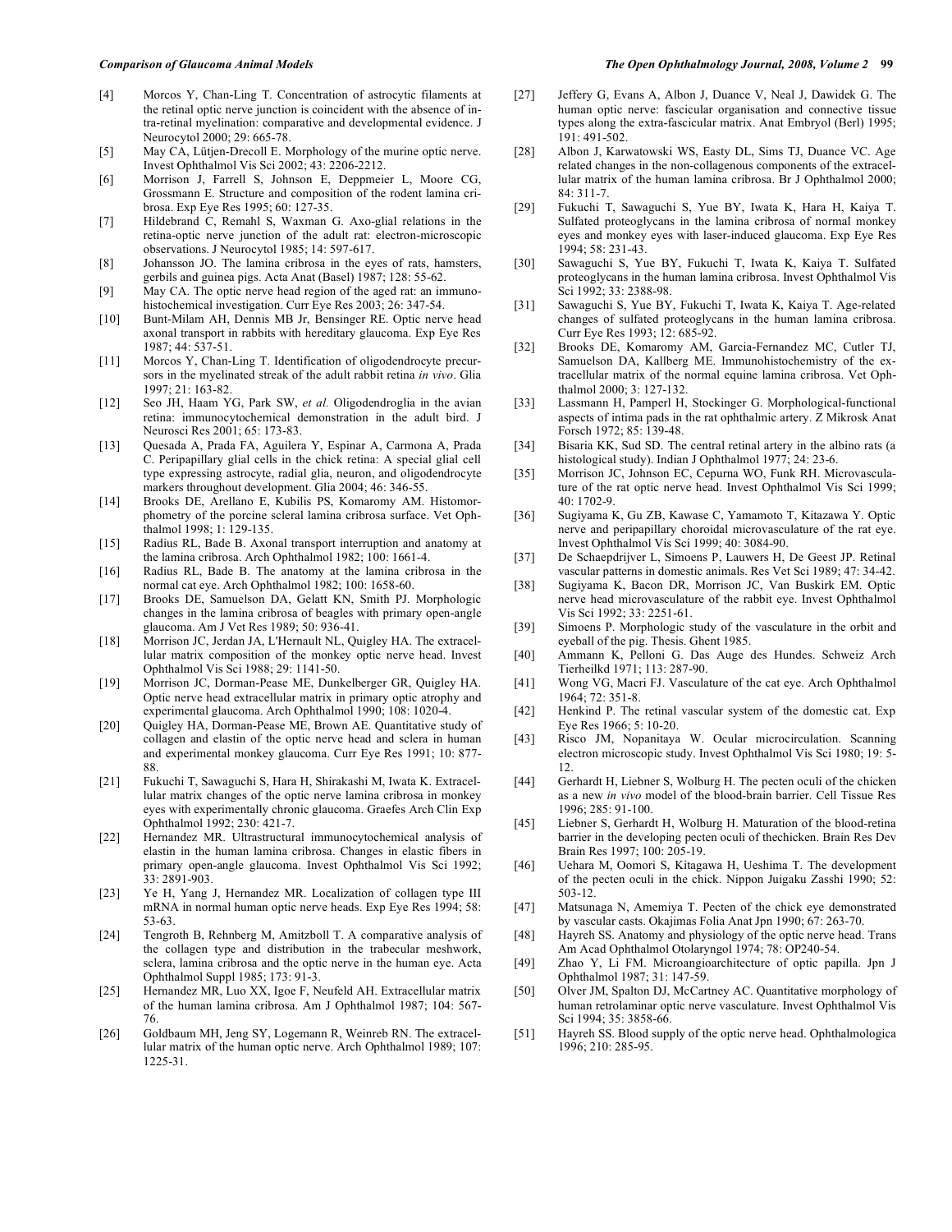[4] Morcos Y, Chan-Ling T. Concentration of astrocytic filaments at the retinal optic nerve junction is coincident with the absence of intra-retinal myelination: comparative and developmental evidence. J Neurocytol 2000; 29: 665-78.

[5] May CA, Lütjen-Drecoll E. Morphology of the murine optic nerve. Invest Ophthalmol Vis Sci 2002; 43: 2206-2212.

[6] Morrison J, Farrell S, Johnson E, Deppmeier L, Moore CG, Grossmann E. Structure and composition of the rodent lamina cribrosa. Exp Eye Res 1995; 60: 127-35.

[7] Hildebrand C, Remahl S, Waxman G. Axo-glial relations in the retina-optic nerve junction of the adult rat: electron-microscopic observations. J Neurocytol 1985; 14: 597-617.

[8] Johansson JO. The lamina cribrosa in the eyes of rats, hamsters, gerbils and guinea pigs. Acta Anat (Basel) 1987; 128: 55-62.

[9] May CA. The optic nerve head region of the aged rat: an immunohistochemical investigation. Curr Eye Res 2003; 26: 347-54.

[10] Bunt-Milam AH, Dennis MB Jr, Bensinger RE. Optic nerve head axonal transport in rabbits with hereditary glaucoma. Exp Eye Res 1987; 44: 537-51.

[11] Morcos Y, Chan-Ling T. Identification of oligodendrocyte precursors in the myelinated streak of the adult rabbit retina *in vivo*. Glia 1997; 21: 163-82.

[12] Seo JH, Haam YG, Park SW, *et al.* Oligodendroglia in the avian retina: immunocytochemical demonstration in the adult bird. J Neurosci Res 2001; 65: 173-83.

[13] Quesada A, Prada FA, Aguilera Y, Espinar A, Carmona A, Prada C. Peripapillary glial cells in the chick retina: A special glial cell type expressing astrocyte, radial glia, neuron, and oligodendrocyte markers throughout development. Glia 2004; 46: 346-55.

[14] Brooks DE, Arellano E, Kubilis PS, Komaromy AM. Histomorphometry of the porcine scleral lamina cribrosa surface. Vet Ophthalmol 1998; 1: 129-135.

[15] Radius RL, Bade B. Axonal transport interruption and anatomy at the lamina cribrosa. Arch Ophthalmol 1982; 100: 1661-4.

[16] Radius RL, Bade B. The anatomy at the lamina cribrosa in the normal cat eye. Arch Ophthalmol 1982; 100: 1658-60.

[17] Brooks DE, Samuelson DA, Gelatt KN, Smith PJ. Morphologic changes in the lamina cribrosa of beagles with primary open-angle glaucoma. Am J Vet Res 1989; 50: 936-41.

[18] Morrison JC, Jerdan JA, L'Hernault NL, Quigley HA. The extracellular matrix composition of the monkey optic nerve head. Invest Ophthalmol Vis Sci 1988; 29: 1141-50.

[19] Morrison JC, Dorman-Pease ME, Dunkelberger GR, Quigley HA. Optic nerve head extracellular matrix in primary optic atrophy and experimental glaucoma. Arch Ophthalmol 1990; 108: 1020-4.

[20] Quigley HA, Dorman-Pease ME, Brown AE. Quantitative study of collagen and elastin of the optic nerve head and sclera in human and experimental monkey glaucoma. Curr Eye Res 1991; 10: 877-88.

[21] Fukuchi T, Sawaguchi S, Hara H, Shirakashi M, Iwata K. Extracellular matrix changes of the optic nerve lamina cribrosa in monkey eyes with experimentally chronic glaucoma. Graefes Arch Clin Exp Ophthalmol 1992; 230: 421-7.

[22] Hernandez MR. Ultrastructural immunocytochemical analysis of elastin in the human lamina cribrosa. Changes in elastic fibers in primary open-angle glaucoma. Invest Ophthalmol Vis Sci 1992; 33: 2891-903.

[23] Ye H, Yang J, Hernandez MR. Localization of collagen type III mRNA in normal human optic nerve heads. Exp Eye Res 1994; 58: 53-63.

[24] Tengroth B, Rehnberg M, Amitzboll T. A comparative analysis of the collagen type and distribution in the trabecular meshwork, sclera, lamina cribrosa and the optic nerve in the human eye. Acta Ophthalmol Suppl 1985; 173: 91-3.

[25] Hernandez MR, Luo XX, Igoe F, Neufeld AH. Extracellular matrix of the human lamina cribrosa. Am J Ophthalmol 1987; 104: 567-76.

[26] Goldbaum MH, Jeng SY, Logemann R, Weinreb RN. The extracellular matrix of the human optic nerve. Arch Ophthalmol 1989; 107: 1225-31.

[27] Jeffery G, Evans A, Albon J, Duance V, Neal J, Dawidek G. The human optic nerve: fascicular organisation and connective tissue types along the extra-fascicular matrix. Anat Embryol (Berl) 1995; 191: 491-502.

[28] Albon J, Karwatowski WS, Easty DL, Sims TJ, Duance VC. Age related changes in the non-collagenous components of the extracellular matrix of the human lamina cribrosa. Br J Ophthalmol 2000; 84: 311-7.

[29] Fukuchi T, Sawaguchi S, Yue BY, Iwata K, Hara H, Kaiya T. Sulfated proteoglycans in the lamina cribrosa of normal monkey eyes and monkey eyes with laser-induced glaucoma. Exp Eye Res 1994; 58: 231-43.

[30] Sawaguchi S, Yue BY, Fukuchi T, Iwata K, Kaiya T. Sulfated proteoglycans in the human lamina cribrosa. Invest Ophthalmol Vis Sci 1992; 33: 2388-98.

[31] Sawaguchi S, Yue BY, Fukuchi T, Iwata K, Kaiya T. Age-related changes of sulfated proteoglycans in the human lamina cribrosa. Curr Eye Res 1993; 12: 685-92.

[32] Brooks DE, Komaromy AM, Garcia-Fernandez MC, Cutler TJ, Samuelson DA, Kallberg ME. Immunohistochemistry of the extracellular matrix of the normal equine lamina cribrosa. Vet Ophthalmol 2000; 3: 127-132.

[33] Lassmann H, Pamperl H, Stockinger G. Morphological-functional aspects of intima pads in the rat ophthalmic artery. Z Mikrosk Anat Forsch 1972; 85: 139-48.

[34] Bisaria KK, Sud SD. The central retinal artery in the albino rats (a histological study). Indian J Ophthalmol 1977; 24: 23-6.

[35] Morrison JC, Johnson EC, Cepurna WO, Funk RH. Microvasculature of the rat optic nerve head. Invest Ophthalmol Vis Sci 1999; 40: 1702-9.

[36] Sugiyama K, Gu ZB, Kawase C, Yamamoto T, Kitazawa Y. Optic nerve and peripapillary choroidal microvasculature of the rat eye. Invest Ophthalmol Vis Sci 1999; 40: 3084-90.

[37] De Schaepdrijver L, Simoens P, Lauwers H, De Geest JP. Retinal vascular patterns in domestic animals. Res Vet Sci 1989; 47: 34-42.

[38] Sugiyama K, Bacon DR, Morrison JC, Van Buskirk EM. Optic nerve head microvasculature of the rabbit eye. Invest Ophthalmol Vis Sci 1992; 33: 2251-61.

[39] Simoens P. Morphologic study of the vasculature in the orbit and eyeball of the pig. Thesis. Ghent 1985.

[40] Ammann K, Pelloni G. Das Auge des Hundes. Schweiz Arch Tierheilkd 1971; 113: 287-90.

[41] Wong VG, Macri FJ. Vasculature of the cat eye. Arch Ophthalmol 1964; 72: 351-8.

[42] Henkind P. The retinal vascular system of the domestic cat. Exp Eye Res 1966; 5: 10-20.

[43] Risco JM, Nopanitaya W. Ocular microcirculation. Scanning electron microscopic study. Invest Ophthalmol Vis Sci 1980; 19: 5-12.

[44] Gerhardt H, Liebner S, Wolburg H. The pecten oculi of the chicken as a new *in vivo* model of the blood-brain barrier. Cell Tissue Res 1996; 285: 91-100.

[45] Liebner S, Gerhardt H, Wolburg H. Maturation of the blood-retina barrier in the developing pecten oculi of thechicken. Brain Res Dev Brain Res 1997; 100: 205-19.

[46] Uehara M, Oomori S, Kitagawa H, Ueshima T. The development of the pecten oculi in the chick. Nippon Juigaku Zasshi 1990; 52: 503-12.

[47] Matsunaga N, Amemiya T. Pecten of the chick eye demonstrated by vascular casts. Okajimas Folia Anat Jpn 1990; 67: 263-70.

[48] Hayreh SS. Anatomy and physiology of the optic nerve head. Trans Am Acad Ophthalmol Otolaryngol 1974; 78: OP240-54.

[49] Zhao Y, Li FM. Microangioarchitecture of optic papilla. Jpn J Ophthalmol 1987; 31: 147-59.

[50] Olver JM, Spalton DJ, McCartney AC. Quantitative morphology of human retrolaminar optic nerve vasculature. Invest Ophthalmol Vis Sci 1994; 35: 3858-66.

[51] Hayreh SS. Blood supply of the optic nerve head. Ophthalmologica 1996; 210: 285-95.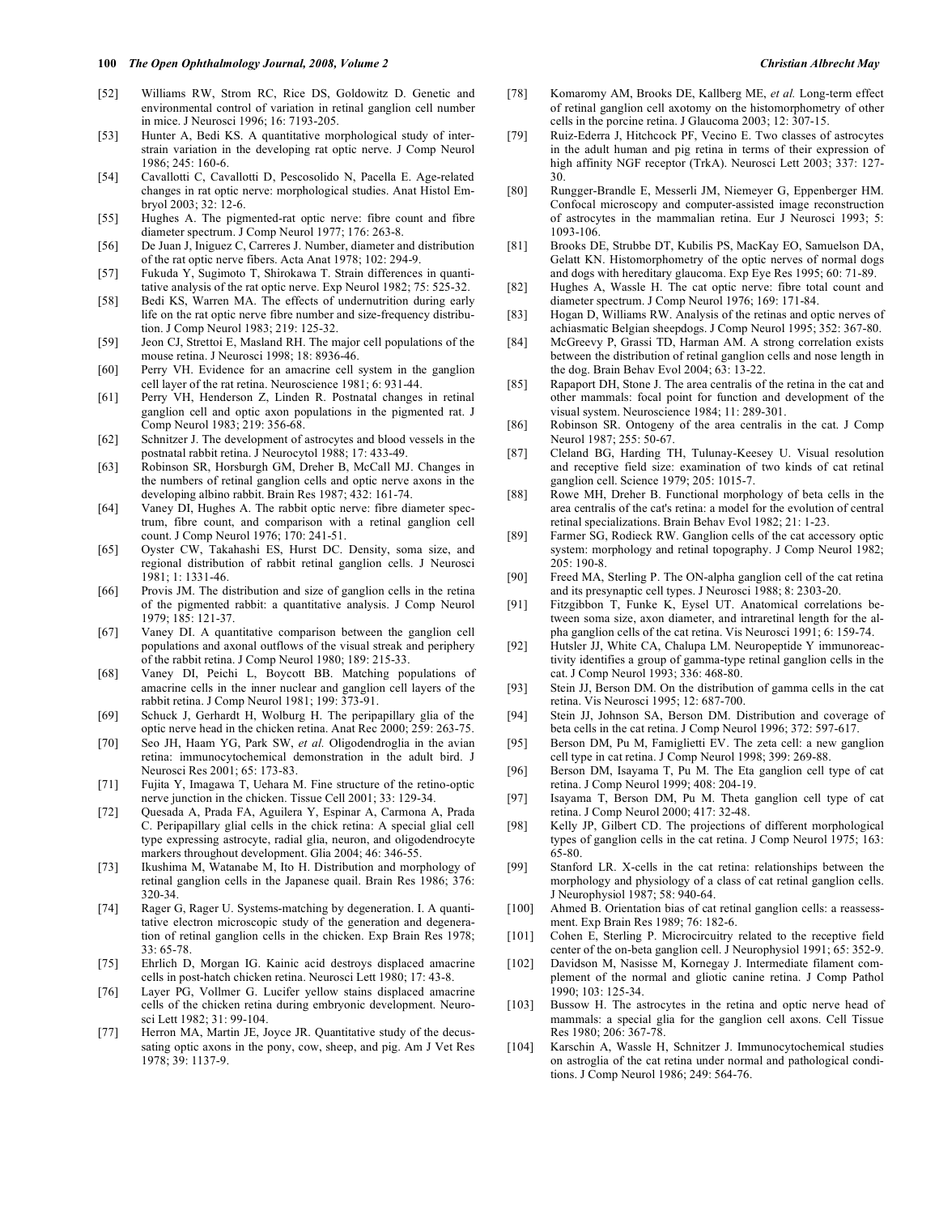[52] Williams RW, Strom RC, Rice DS, Goldowitz D. Genetic and environmental control of variation in retinal ganglion cell number in mice. J Neurosci 1996; 16: 7193-205.

[53] Hunter A, Bedi KS. A quantitative morphological study of inter-strain variation in the developing rat optic nerve. J Comp Neurol 1986; 245: 160-6.

[54] Cavallotti C, Cavallotti D, Pescosolido N, Pacella E. Age-related changes in rat optic nerve: morphological studies. Anat Histol Embryol 2003; 32: 12-6.

[55] Hughes A. The pigmented-rat optic nerve: fibre count and fibre diameter spectrum. J Comp Neurol 1977; 176: 263-8.

[56] De Juan J, Iniguez C, Carreres J. Number, diameter and distribution of the rat optic nerve fibers. Acta Anat 1978; 102: 294-9.

[57] Fukuda Y, Sugimoto T, Shirokawa T. Strain differences in quantitative analysis of the rat optic nerve. Exp Neurol 1982; 75: 525-32.

[58] Bedi KS, Warren MA. The effects of undernutrition during early life on the rat optic nerve fibre number and size-frequency distribution. J Comp Neurol 1983; 219: 125-32.

[59] Jeon CJ, Strettoi E, Masland RH. The major cell populations of the mouse retina. J Neurosci 1998; 18: 8936-46.

[60] Perry VH. Evidence for an amacrine cell system in the ganglion cell layer of the rat retina. Neuroscience 1981; 6: 931-44.

[61] Perry VH, Henderson Z, Linden R. Postnatal changes in retinal ganglion cell and optic axon populations in the pigmented rat. J Comp Neurol 1983; 219: 356-68.

[62] Schnitzer J. The development of astrocytes and blood vessels in the postnatal rabbit retina. J Neurocytol 1988; 17: 433-49.

[63] Robinson SR, Horsburgh GM, Dreher B, McCall MJ. Changes in the numbers of retinal ganglion cells and optic nerve axons in the developing albino rabbit. Brain Res 1987; 432: 161-74.

[64] Vaney DI, Hughes A. The rabbit optic nerve: fibre diameter spectrum, fibre count, and comparison with a retinal ganglion cell count. J Comp Neurol 1976; 170: 241-51.

[65] Oyster CW, Takahashi ES, Hurst DC. Density, soma size, and regional distribution of rabbit retinal ganglion cells. J Neurosci 1981; 1: 1331-46.

[66] Provis JM. The distribution and size of ganglion cells in the retina of the pigmented rabbit: a quantitative analysis. J Comp Neurol 1979; 185: 121-37.

[67] Vaney DI. A quantitative comparison between the ganglion cell populations and axonal outflows of the visual streak and periphery of the rabbit retina. J Comp Neurol 1980; 189: 215-33.

[68] Vaney DI, Peichl L, Boycott BB. Matching populations of amacrine cells in the inner nuclear and ganglion cell layers of the rabbit retina. J Comp Neurol 1981; 199: 373-91.

[69] Schuck J, Gerhardt H, Wolburg H. The peripapillary glia of the optic nerve head in the chicken retina. Anat Rec 2000; 259: 263-75.

[70] Seo JH, Haam YG, Park SW, *et al.* Oligodendroglia in the avian retina: immunocytochemical demonstration in the adult bird. J Neurosci Res 2001; 65: 173-83.

[71] Fujita Y, Imagawa T, Uehara M. Fine structure of the retino-optic nerve junction in the chicken. Tissue Cell 2001; 33: 129-34.

[72] Quesada A, Prada FA, Aguilera Y, Espinar A, Carmona A, Prada C. Peripapillary glial cells in the chick retina: A special glial cell type expressing astrocyte, radial glia, neuron, and oligodendrocyte markers throughout development. Glia 2004; 46: 346-55.

[73] Ikushima M, Watanabe M, Ito H. Distribution and morphology of retinal ganglion cells in the Japanese quail. Brain Res 1986; 376: 320-34.

[74] Rager G, Rager U. Systems-matching by degeneration. I. A quantitative electron microscopic study of the generation and degeneration of retinal ganglion cells in the chicken. Exp Brain Res 1978; 33: 65-78.

[75] Ehrlich D, Morgan IG. Kainic acid destroys displaced amacrine cells in post-hatch chicken retina. Neurosci Lett 1980; 17: 43-8.

[76] Layer PG, Vollmer G. Lucifer yellow stains displaced amacrine cells of the chicken retina during embryonic development. Neurosci Lett 1982; 31: 99-104.

[77] Herron MA, Martin JE, Joyce JR. Quantitative study of the decussating optic axons in the pony, cow, sheep, and pig. Am J Vet Res 1978; 39: 1137-9.

[78] Komaromy AM, Brooks DE, Kallberg ME, *et al.* Long-term effect of retinal ganglion cell axotomy on the histomorphometry of other cells in the porcine retina. J Glaucoma 2003; 12: 307-15.

[79] Ruiz-Ederra J, Hitchcock PF, Vecino E. Two classes of astrocytes in the adult human and pig retina in terms of their expression of high affinity NGF receptor (TrkA). Neurosci Lett 2003; 337: 127-30.

[80] Rungger-Brandle E, Messerli JM, Niemeyer G, Eppenberger HM. Confocal microscopy and computer-assisted image reconstruction of astrocytes in the mammalian retina. Eur J Neurosci 1993; 5: 1093-106.

[81] Brooks DE, Strubbe DT, Kubilis PS, MacKay EO, Samuelson DA, Gelatt KN. Histomorphometry of the optic nerves of normal dogs and dogs with hereditary glaucoma. Exp Eye Res 1995; 60: 71-89.

[82] Hughes A, Wassle H. The cat optic nerve: fibre total count and diameter spectrum. J Comp Neurol 1976; 169: 171-84.

[83] Hogan D, Williams RW. Analysis of the retinas and optic nerves of achiasmatic Belgian sheepdogs. J Comp Neurol 1995; 352: 367-80.

[84] McGreevy P, Grassi TD, Harman AM. A strong correlation exists between the distribution of retinal ganglion cells and nose length in the dog. Brain Behav Evol 2004; 63: 13-22.

[85] Rapaport DH, Stone J. The area centralis of the retina in the cat and other mammals: focal point for function and development of the visual system. Neuroscience 1984; 11: 289-301.

[86] Robinson SR. Ontogeny of the area centralis in the cat. J Comp Neurol 1987; 255: 50-67.

[87] Cleland BG, Harding TH, Tulunay-Keesey U. Visual resolution and receptive field size: examination of two kinds of cat retinal ganglion cell. Science 1979; 205: 1015-7.

[88] Rowe MH, Dreher B. Functional morphology of beta cells in the area centralis of the cat's retina: a model for the evolution of central retinal specializations. Brain Behav Evol 1982; 21: 1-23.

[89] Farmer SG, Rodieck RW. Ganglion cells of the cat accessory optic system: morphology and retinal topography. J Comp Neurol 1982; 205: 190-8.

[90] Freed MA, Sterling P. The ON-alpha ganglion cell of the cat retina and its presynaptic cell types. J Neurosci 1988; 8: 2303-20.

[91] Fitzgibbon T, Funke K, Eysel UT. Anatomical correlations between soma size, axon diameter, and intraretinal length for the alpha ganglion cells of the cat retina. Vis Neurosci 1991; 6: 159-74.

[92] Hutsler JJ, White CA, Chalupa LM. Neuropeptide Y immunoreactivity identifies a group of gamma-type retinal ganglion cells in the cat. J Comp Neurol 1993; 336: 468-80.

[93] Stein JJ, Berson DM. On the distribution of gamma cells in the cat retina. Vis Neurosci 1995; 12: 687-700.

[94] Stein JJ, Johnson SA, Berson DM. Distribution and coverage of beta cells in the cat retina. J Comp Neurol 1996; 372: 597-617.

[95] Berson DM, Pu M, Famiglietti EV. The zeta cell: a new ganglion cell type in cat retina. J Comp Neurol 1998; 399: 269-88.

[96] Berson DM, Isayama T, Pu M. The Eta ganglion cell type of cat retina. J Comp Neurol 1999; 408: 204-19.

[97] Isayama T, Berson DM, Pu M. Theta ganglion cell type of cat retina. J Comp Neurol 2000; 417: 32-48.

[98] Kelly JP, Gilbert CD. The projections of different morphological types of ganglion cells in the cat retina. J Comp Neurol 1975; 163: 65-80.

[99] Stanford LR. X-cells in the cat retina: relationships between the morphology and physiology of a class of cat retinal ganglion cells. J Neurophysiol 1987; 58: 940-64.

[100] Ahmed B. Orientation bias of cat retinal ganglion cells: a reassessment. Exp Brain Res 1989; 76: 182-6.

[101] Cohen E, Sterling P. Microcircuitry related to the receptive field center of the on-beta ganglion cell. J Neurophysiol 1991; 65: 352-9.

[102] Davidson M, Nasisse M, Kornegay J. Intermediate filament complement of the normal and gliotic canine retina. J Comp Pathol 1990; 103: 125-34.

[103] Bussow H. The astrocytes in the retina and optic nerve head of mammals: a special glia for the ganglion cell axons. Cell Tissue Res 1980; 206: 367-78.

[104] Karschin A, Wassle H, Schnitzer J. Immunocytochemical studies on astroglia of the cat retina under normal and pathological conditions. J Comp Neurol 1986; 249: 564-76.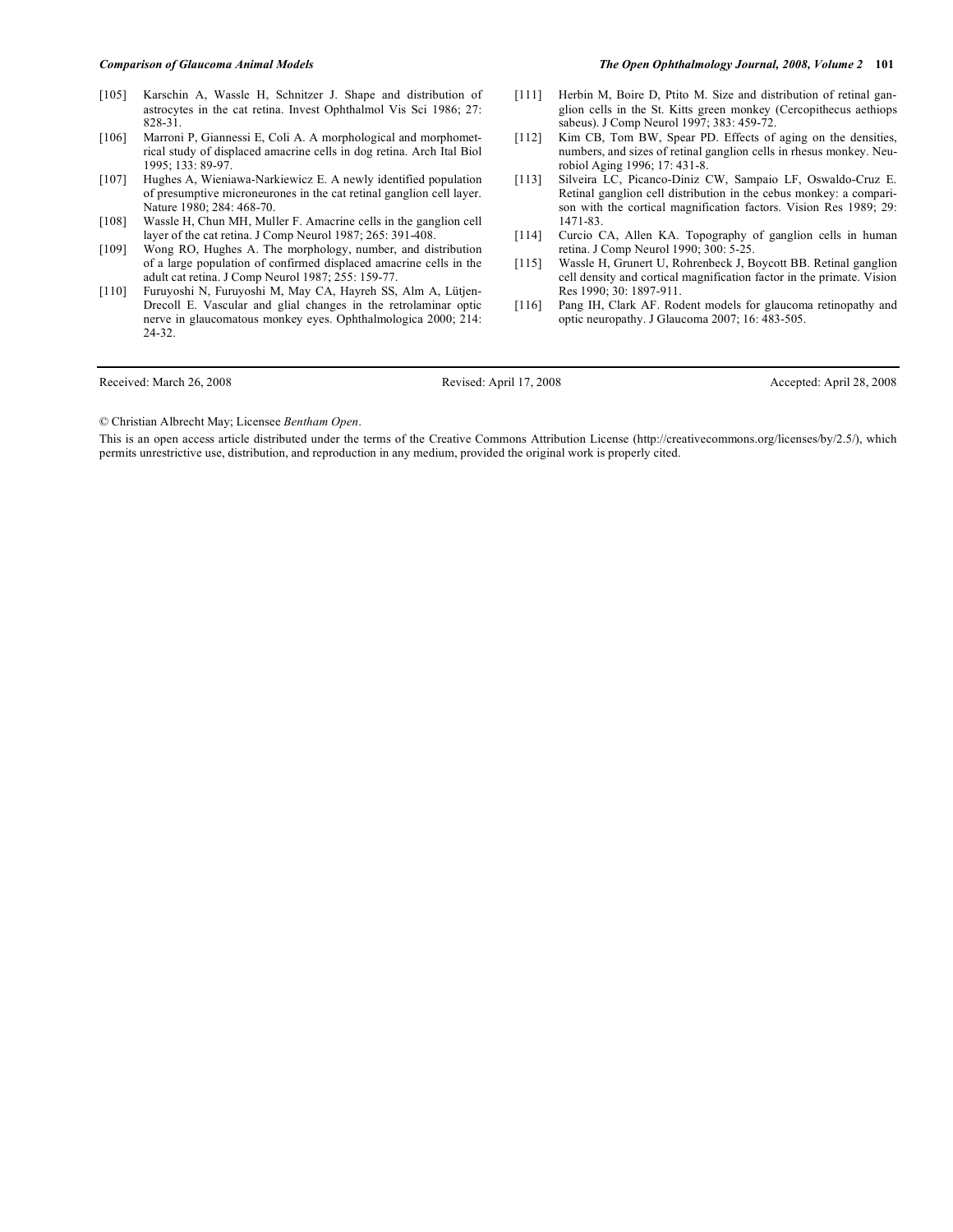[105] Karschin A, Wassle H, Schnitzer J. Shape and distribution of astrocytes in the cat retina. Invest Ophthalmol Vis Sci 1986; 27: 828-31.

[106] Marroni P, Giannessi E, Coli A. A morphological and morphometrical study of displaced amacrine cells in dog retina. Arch Ital Biol 1995; 133: 89-97.

[107] Hughes A, Wieniawa-Narkiewicz E. A newly identified population of presumptive microneurones in the cat retinal ganglion cell layer. Nature 1980; 284: 468-70.

[108] Wassle H, Chun MH, Muller F. Amacrine cells in the ganglion cell layer of the cat retina. J Comp Neurol 1987; 265: 391-408.

[109] Wong RO, Hughes A. The morphology, number, and distribution of a large population of confirmed displaced amacrine cells in the adult cat retina. J Comp Neurol 1987; 255: 159-77.

[110] Furuyoshi N, Furuyoshi M, May CA, Hayreh SS, Alm A, Lütjen-Drecoll E. Vascular and glial changes in the retrolaminar optic nerve in glaucomatous monkey eyes. Ophthalmologica 2000; 214: 24-32.

[111] Herbin M, Boire D, Ptito M. Size and distribution of retinal ganglion cells in the St. Kitts green monkey (Cercopithecus aethiops sabeus). J Comp Neurol 1997; 383: 459-72.

[112] Kim CB, Tom BW, Spear PD. Effects of aging on the densities, numbers, and sizes of retinal ganglion cells in rhesus monkey. Neurobiol Aging 1996; 17: 431-8.

[113] Silveira LC, Picanco-Diniz CW, Sampaio LF, Oswaldo-Cruz E. Retinal ganglion cell distribution in the cebus monkey: a comparison with the cortical magnification factors. Vision Res 1989; 29: 1471-83.

[114] Curcio CA, Allen KA. Topography of ganglion cells in human retina. J Comp Neurol 1990; 300: 5-25.

[115] Wassle H, Grunert U, Rohrenbeck J, Boycott BB. Retinal ganglion cell density and cortical magnification factor in the primate. Vision Res 1990; 30: 1897-911.

[116] Pang IH, Clark AF. Rodent models for glaucoma retinopathy and optic neuropathy. J Glaucoma 2007; 16: 483-505.

Received: March 26, 2008 Revised: April 17, 2008 Accepted: April 28, 2008

© Christian Albrecht May; Licensee *Bentham Open*.

This is an open access article distributed under the terms of the Creative Commons Attribution License (http://creativecommons.org/licenses/by/2.5/), which permits unrestrictive use, distribution, and reproduction in any medium, provided the original work is properly cited.